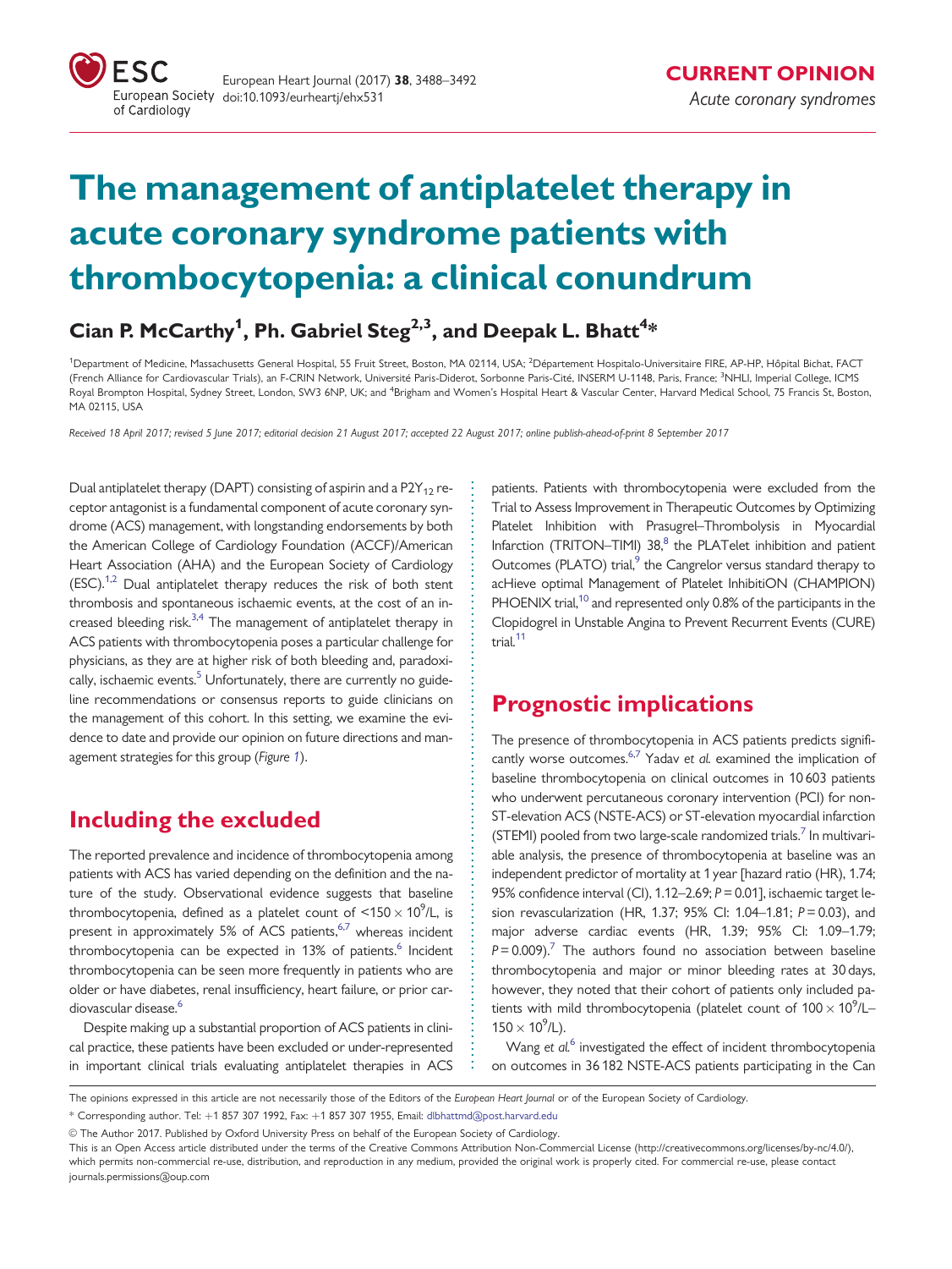CURRENT OPINION

*Acute coronary syndromes*

# The management of antiplatelet therapy in acute coronary syndrome patients with thrombocytopenia: a clinical conundrum

## Cian P. McCarthy[1], Ph. Gabriel Steg[2,3], and Deepak L. Bhatt[4]*

[1]Department of Medicine, Massachusetts General Hospital, 55 Fruit Street, Boston, MA 02114, USA; [2]Département Hospitalo-Universitaire FIRE, AP-HP, Hôpital Bichat, FACT (French Alliance for Cardiovascular Trials), an F-CRIN Network, Université Paris-Diderot, Sorbonne Paris-Cité, INSERM U-1148, Paris, France; [3]NHLI, Imperial College, ICMS Royal Brompton Hospital, Sydney Street, London, SW3 6NP, UK; and [4]Brigham and Women's Hospital Heart & Vascular Center, Harvard Medical School, 75 Francis St, Boston, MA 02115, USA

*Received 18 April 2017; revised 5 June 2017; editorial decision 21 August 2017; accepted 22 August 2017; online publish-ahead-of-print 8 September 2017*

Dual antiplatelet therapy (DAPT) consisting of aspirin and a $P2Y_{12}$ receptor antagonist is a fundamental component of acute coronary syndrome (ACS) management, with longstanding endorsements by both the American College of Cardiology Foundation (ACCF)/American Heart Association (AHA) and the European Society of Cardiology (ESC).[1,2] Dual antiplatelet therapy reduces the risk of both stent thrombosis and spontaneous ischaemic events, at the cost of an increased bleeding risk.[3,4] The management of antiplatelet therapy in ACS patients with thrombocytopenia poses a particular challenge for physicians, as they are at higher risk of both bleeding and, paradoxically, ischaemic events.[5] Unfortunately, there are currently no guideline recommendations or consensus reports to guide clinicians on the management of this cohort. In this setting, we examine the evidence to date and provide our opinion on future directions and management strategies for this group (*Figure 1*).

## Including the excluded

The reported prevalence and incidence of thrombocytopenia among patients with ACS has varied depending on the definition and the nature of the study. Observational evidence suggests that baseline thrombocytopenia, defined as a platelet count of $<150 \times 10^9$/L, is present in approximately 5% of ACS patients,[6,7] whereas incident thrombocytopenia can be expected in 13% of patients.[6] Incident thrombocytopenia can be seen more frequently in patients who are older or have diabetes, renal insufficiency, heart failure, or prior cardiovascular disease.[6]

Despite making up a substantial proportion of ACS patients in clinical practice, these patients have been excluded or under-represented in important clinical trials evaluating antiplatelet therapies in ACS patients. Patients with thrombocytopenia were excluded from the Trial to Assess Improvement in Therapeutic Outcomes by Optimizing Platelet Inhibition with Prasugrel–Thrombolysis in Myocardial Infarction (TRITON–TIMI) 38,[8] the PLATelet inhibition and patient Outcomes (PLATO) trial,[9] the Cangrelor versus standard therapy to acHieve optimal Management of Platelet InhibitiON (CHAMPION) PHOENIX trial,[10] and represented only 0.8% of the participants in the Clopidogrel in Unstable Angina to Prevent Recurrent Events (CURE) trial.[11]

## Prognostic implications

The presence of thrombocytopenia in ACS patients predicts significantly worse outcomes.[6,7] Yadav *et al.* examined the implication of baseline thrombocytopenia on clinical outcomes in 10 603 patients who underwent percutaneous coronary intervention (PCI) for non-ST-elevation ACS (NSTE-ACS) or ST-elevation myocardial infarction (STEMI) pooled from two large-scale randomized trials.[7] In multivariable analysis, the presence of thrombocytopenia at baseline was an independent predictor of mortality at 1 year [hazard ratio (HR), 1.74; 95% confidence interval (CI), 1.12–2.69; $P = 0.01$], ischaemic target lesion revascularization (HR, 1.37; 95% CI: 1.04–1.81; $P = 0.03$), and major adverse cardiac events (HR, 1.39; 95% CI: 1.09–1.79; $P = 0.009$).[7] The authors found no association between baseline thrombocytopenia and major or minor bleeding rates at 30 days, however, they noted that their cohort of patients only included patients with mild thrombocytopenia (platelet count of $100 \times 10^9$/L–$150 \times 10^9$/L).

Wang *et al.*[6] investigated the effect of incident thrombocytopenia on outcomes in 36 182 NSTE-ACS patients participating in the Can

The opinions expressed in this article are not necessarily those of the Editors of the *European Heart Journal* or of the European Society of Cardiology.

\* Corresponding author. Tel: +1 857 307 1992, Fax: +1 857 307 1955, Email: dlbhattmd@post.harvard.edu

© The Author 2017. Published by Oxford University Press on behalf of the European Society of Cardiology.

This is an Open Access article distributed under the terms of the Creative Commons Attribution Non-Commercial License (http://creativecommons.org/licenses/by-nc/4.0/), which permits non-commercial re-use, distribution, and reproduction in any medium, provided the original work is properly cited. For commercial re-use, please contact journals.permissions@oup.com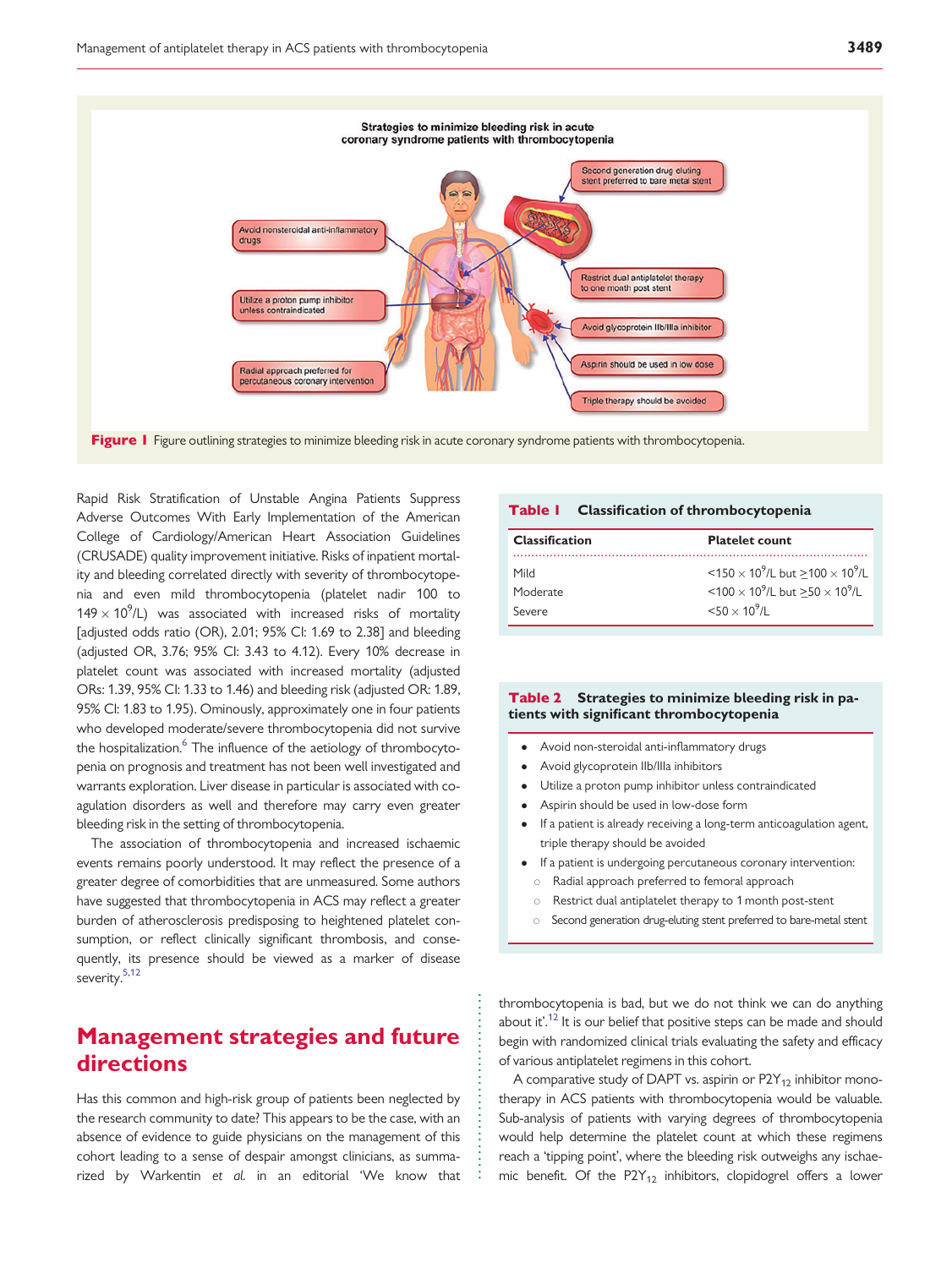Strategies to minimize bleeding risk in acute coronary syndrome patients with thrombocytopenia

Second generation drug eluting stent preferred to bare metal stent

Avoid nonsteroidal anti-inflammatory drugs

Restrict dual antiplatelet therapy to one month post stent

Utilize a proton pump inhibitor unless contraindicated

Avoid glycoprotein IIb/IIIa inhibitor

Aspirin should be used in low dose

Radial approach preferred for percutaneous coronary intervention

Triple therapy should be avoided

**Figure 1** Figure outlining strategies to minimize bleeding risk in acute coronary syndrome patients with thrombocytopenia.

Rapid Risk Stratification of Unstable Angina Patients Suppress Adverse Outcomes With Early Implementation of the American College of Cardiology/American Heart Association Guidelines (CRUSADE) quality improvement initiative. Risks of inpatient mortality and bleeding correlated directly with severity of thrombocytopenia and even mild thrombocytopenia (platelet nadir 100 to $149 \times 10^9$/L) was associated with increased risks of mortality [adjusted odds ratio (OR), 2.01; 95% CI: 1.69 to 2.38] and bleeding (adjusted OR, 3.76; 95% CI: 3.43 to 4.12). Every 10% decrease in platelet count was associated with increased mortality (adjusted ORs: 1.39, 95% CI: 1.33 to 1.46) and bleeding risk (adjusted OR: 1.89, 95% CI: 1.83 to 1.95). Ominously, approximately one in four patients who developed moderate/severe thrombocytopenia did not survive the hospitalization.[6] The influence of the aetiology of thrombocytopenia on prognosis and treatment has not been well investigated and warrants exploration. Liver disease in particular is associated with coagulation disorders as well and therefore may carry even greater bleeding risk in the setting of thrombocytopenia.

The association of thrombocytopenia and increased ischaemic events remains poorly understood. It may reflect the presence of a greater degree of comorbidities that are unmeasured. Some authors have suggested that thrombocytopenia in ACS may reflect a greater burden of atherosclerosis predisposing to heightened platelet consumption, or reflect clinically significant thrombosis, and consequently, its presence should be viewed as a marker of disease severity.[5,12]

**Table 1** Classification of thrombocytopenia

| Classification | Platelet count |
|---|---|
| Mild | $<150 \times 10^9$/L but $\geq 100 \times 10^9$/L |
| Moderate | $<100 \times 10^9$/L but $\geq 50 \times 10^9$/L |
| Severe | $<50 \times 10^9$/L |

**Table 2** Strategies to minimize bleeding risk in patients with significant thrombocytopenia

- Avoid non-steroidal anti-inflammatory drugs
- Avoid glycoprotein IIb/IIIa inhibitors
- Utilize a proton pump inhibitor unless contraindicated
- Aspirin should be used in low-dose form
- If a patient is already receiving a long-term anticoagulation agent, triple therapy should be avoided
- If a patient is undergoing percutaneous coronary intervention:
  - Radial approach preferred to femoral approach
  - Restrict dual antiplatelet therapy to 1 month post-stent
  - Second generation drug-eluting stent preferred to bare-metal stent

## Management strategies and future directions

Has this common and high-risk group of patients been neglected by the research community to date? This appears to be the case, with an absence of evidence to guide physicians on the management of this cohort leading to a sense of despair amongst clinicians, as summarized by Warkentin *et al.* in an editorial 'We know that thrombocytopenia is bad, but we do not think we can do anything about it'.[12] It is our belief that positive steps can be made and should begin with randomized clinical trials evaluating the safety and efficacy of various antiplatelet regimens in this cohort.

A comparative study of DAPT vs. aspirin or $P2Y_{12}$ inhibitor monotherapy in ACS patients with thrombocytopenia would be valuable. Sub-analysis of patients with varying degrees of thrombocytopenia would help determine the platelet count at which these regimens reach a 'tipping point', where the bleeding risk outweighs any ischaemic benefit. Of the $P2Y_{12}$ inhibitors, clopidogrel offers a lower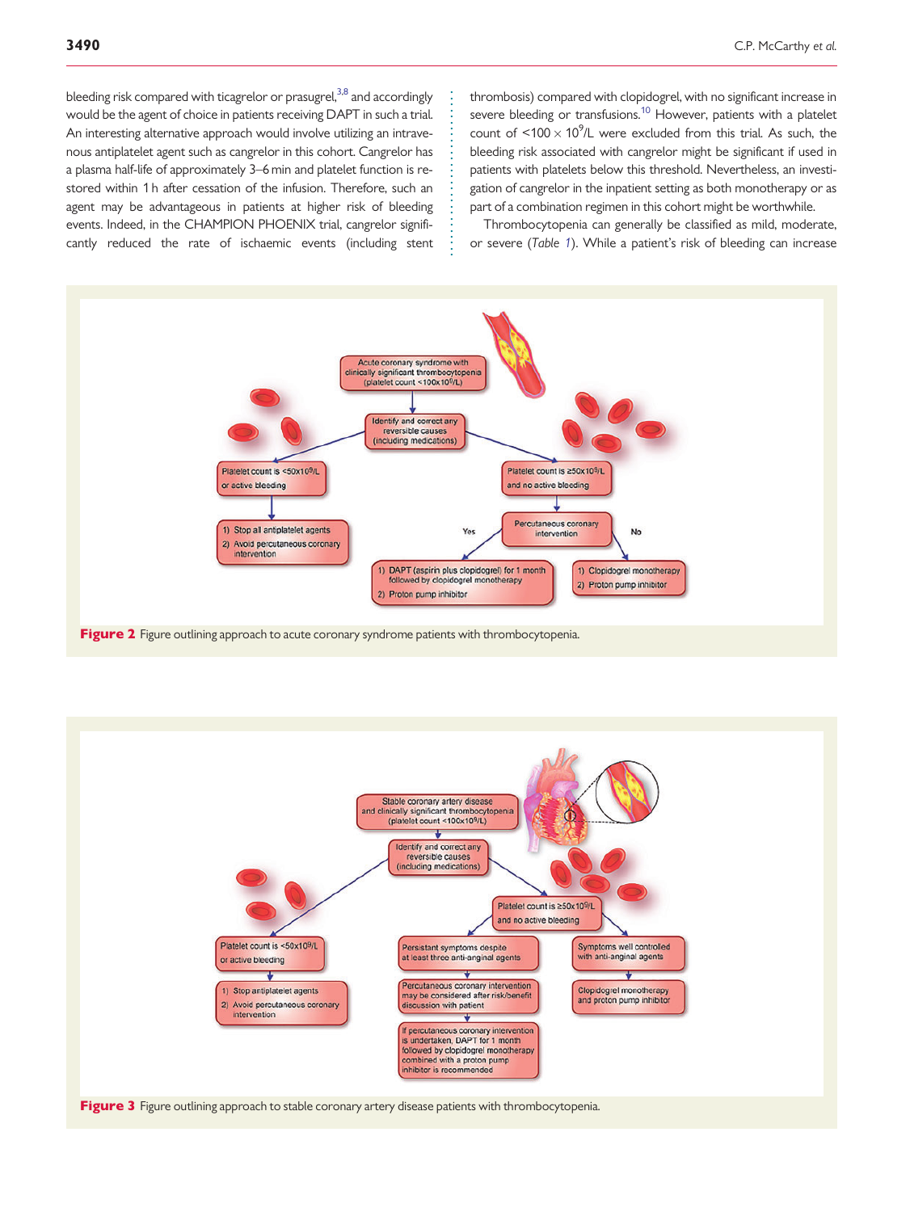bleeding risk compared with ticagrelor or prasugrel,[3,8] and accordingly would be the agent of choice in patients receiving DAPT in such a trial. An interesting alternative approach would involve utilizing an intravenous antiplatelet agent such as cangrelor in this cohort. Cangrelor has a plasma half-life of approximately 3–6 min and platelet function is restored within 1 h after cessation of the infusion. Therefore, such an agent may be advantageous in patients at higher risk of bleeding events. Indeed, in the CHAMPION PHOENIX trial, cangrelor significantly reduced the rate of ischaemic events (including stent thrombosis) compared with clopidogrel, with no significant increase in severe bleeding or transfusions.[10] However, patients with a platelet count of <100 × $10^9$/L were excluded from this trial. As such, the bleeding risk associated with cangrelor might be significant if used in patients with platelets below this threshold. Nevertheless, an investigation of cangrelor in the inpatient setting as both monotherapy or as part of a combination regimen in this cohort might be worthwhile.

Thrombocytopenia can generally be classified as mild, moderate, or severe (*Table 1*). While a patient's risk of bleeding can increase

Acute coronary syndrome with clinically significant thrombocytopenia (platelet count <100x10⁹/L)

Identify and correct any reversible causes (including medications)

Platelet count is <50x10⁹/L or active bleeding

1) Stop all antiplatelet agents
2) Avoid percutaneous coronary intervention

Platelet count is ≥50x10⁹/L and no active bleeding

Percutaneous coronary intervention

Yes

No

1) DAPT (aspirin plus clopidogrel) for 1 month followed by clopidogrel monotherapy
2) Proton pump inhibitor

1) Clopidogrel monotherapy
2) Proton pump inhibitor

**Figure 2** Figure outlining approach to acute coronary syndrome patients with thrombocytopenia.

Stable coronary artery disease and clinically significant thrombocytopenia (platelet count <100x10⁹/L)

Identify and correct any reversible causes (including medications)

Platelet count is <50x10⁹/L or active bleeding

1) Stop antiplatelet agents
2) Avoid percutaneous coronary intervention

Platelet count is ≥50x10⁹/L and no active bleeding

Persistant symptoms despite at least three anti-anginal agents

Percutaneous coronary intervention may be considered after risk/benefit discussion with patient

If percutaneous coronary intervention is undertaken, DAPT for 1 month followed by clopidogrel monotherapy combined with a proton pump inhibitor is recommended

Symptoms well controlled with anti-anginal agents

Clopidogrel monotherapy and proton pump inhibitor

**Figure 3** Figure outlining approach to stable coronary artery disease patients with thrombocytopenia.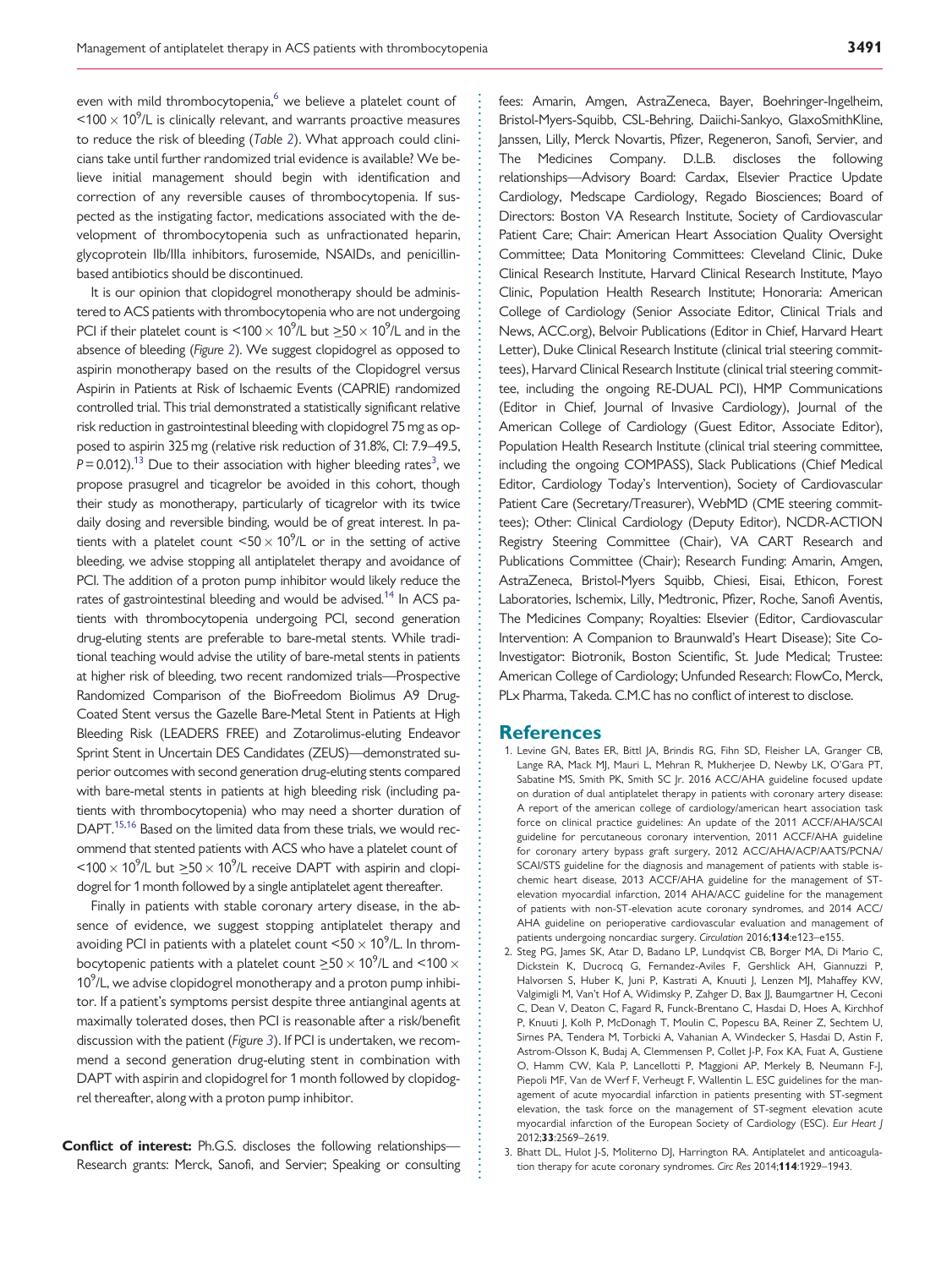even with mild thrombocytopenia,[6] we believe a platelet count of $<100 \times 10^9$/L is clinically relevant, and warrants proactive measures to reduce the risk of bleeding (*Table 2*). What approach could clinicians take until further randomized trial evidence is available? We believe initial management should begin with identification and correction of any reversible causes of thrombocytopenia. If suspected as the instigating factor, medications associated with the development of thrombocytopenia such as unfractionated heparin, glycoprotein IIb/IIIa inhibitors, furosemide, NSAIDs, and penicillin-based antibiotics should be discontinued.

It is our opinion that clopidogrel monotherapy should be administered to ACS patients with thrombocytopenia who are not undergoing PCI if their platelet count is $<100 \times 10^9$/L but $\geq 50 \times 10^9$/L and in the absence of bleeding (*Figure 2*). We suggest clopidogrel as opposed to aspirin monotherapy based on the results of the Clopidogrel versus Aspirin in Patients at Risk of Ischaemic Events (CAPRIE) randomized controlled trial. This trial demonstrated a statistically significant relative risk reduction in gastrointestinal bleeding with clopidogrel 75 mg as opposed to aspirin 325 mg (relative risk reduction of 31.8%, CI: 7.9–49.5, $P = 0.012$).[13] Due to their association with higher bleeding rates[3], we propose prasugrel and ticagrelor be avoided in this cohort, though their study as monotherapy, particularly of ticagrelor with its twice daily dosing and reversible binding, would be of great interest. In patients with a platelet count $<50 \times 10^9$/L or in the setting of active bleeding, we advise stopping all antiplatelet therapy and avoidance of PCI. The addition of a proton pump inhibitor would likely reduce the rates of gastrointestinal bleeding and would be advised.[14] In ACS patients with thrombocytopenia undergoing PCI, second generation drug-eluting stents are preferable to bare-metal stents. While traditional teaching would advise the utility of bare-metal stents in patients at higher risk of bleeding, two recent randomized trials—Prospective Randomized Comparison of the BioFreedom Biolimus A9 Drug-Coated Stent versus the Gazelle Bare-Metal Stent in Patients at High Bleeding Risk (LEADERS FREE) and Zotarolimus-eluting Endeavor Sprint Stent in Uncertain DES Candidates (ZEUS)—demonstrated superior outcomes with second generation drug-eluting stents compared with bare-metal stents in patients at high bleeding risk (including patients with thrombocytopenia) who may need a shorter duration of DAPT.[15,16] Based on the limited data from these trials, we would recommend that stented patients with ACS who have a platelet count of $<100 \times 10^9$/L but $\geq 50 \times 10^9$/L receive DAPT with aspirin and clopidogrel for 1 month followed by a single antiplatelet agent thereafter.

Finally in patients with stable coronary artery disease, in the absence of evidence, we suggest stopping antiplatelet therapy and avoiding PCI in patients with a platelet count $<50 \times 10^9$/L. In thrombocytopenic patients with a platelet count $\geq 50 \times 10^9$/L and $<100 \times 10^9$/L, we advise clopidogrel monotherapy and a proton pump inhibitor. If a patient's symptoms persist despite three antianginal agents at maximally tolerated doses, then PCI is reasonable after a risk/benefit discussion with the patient (*Figure 3*). If PCI is undertaken, we recommend a second generation drug-eluting stent in combination with DAPT with aspirin and clopidogrel for 1 month followed by clopidogrel thereafter, along with a proton pump inhibitor.

**Conflict of interest:** Ph.G.S. discloses the following relationships—Research grants: Merck, Sanofi, and Servier; Speaking or consulting fees: Amarin, Amgen, AstraZeneca, Bayer, Boehringer-Ingelheim, Bristol-Myers-Squibb, CSL-Behring, Daiichi-Sankyo, GlaxoSmithKline, Janssen, Lilly, Merck Novartis, Pfizer, Regeneron, Sanofi, Servier, and The Medicines Company. D.L.B. discloses the following relationships—Advisory Board: Cardax, Elsevier Practice Update Cardiology, Medscape Cardiology, Regado Biosciences; Board of Directors: Boston VA Research Institute, Society of Cardiovascular Patient Care; Chair: American Heart Association Quality Oversight Committee; Data Monitoring Committees: Cleveland Clinic, Duke Clinical Research Institute, Harvard Clinical Research Institute, Mayo Clinic, Population Health Research Institute; Honoraria: American College of Cardiology (Senior Associate Editor, Clinical Trials and News, ACC.org), Belvoir Publications (Editor in Chief, Harvard Heart Letter), Duke Clinical Research Institute (clinical trial steering committees), Harvard Clinical Research Institute (clinical trial steering committee, including the ongoing RE-DUAL PCI), HMP Communications (Editor in Chief, Journal of Invasive Cardiology), Journal of the American College of Cardiology (Guest Editor, Associate Editor), Population Health Research Institute (clinical trial steering committee, including the ongoing COMPASS), Slack Publications (Chief Medical Editor, Cardiology Today's Intervention), Society of Cardiovascular Patient Care (Secretary/Treasurer), WebMD (CME steering committees); Other: Clinical Cardiology (Deputy Editor), NCDR-ACTION Registry Steering Committee (Chair), VA CART Research and Publications Committee (Chair); Research Funding: Amarin, Amgen, AstraZeneca, Bristol-Myers Squibb, Chiesi, Eisai, Ethicon, Forest Laboratories, Ischemix, Lilly, Medtronic, Pfizer, Roche, Sanofi Aventis, The Medicines Company; Royalties: Elsevier (Editor, Cardiovascular Intervention: A Companion to Braunwald's Heart Disease); Site Co-Investigator: Biotronik, Boston Scientific, St. Jude Medical; Trustee: American College of Cardiology; Unfunded Research: FlowCo, Merck, PLx Pharma, Takeda. C.M.C has no conflict of interest to disclose.

## References

1. Levine GN, Bates ER, Bittl JA, Brindis RG, Fihn SD, Fleisher LA, Granger CB, Lange RA, Mack MJ, Mauri L, Mehran R, Mukherjee D, Newby LK, O'Gara PT, Sabatine MS, Smith PK, Smith SC Jr. 2016 ACC/AHA guideline focused update on duration of dual antiplatelet therapy in patients with coronary artery disease: A report of the american college of cardiology/american heart association task force on clinical practice guidelines: An update of the 2011 ACCF/AHA/SCAI guideline for percutaneous coronary intervention, 2011 ACCF/AHA guideline for coronary artery bypass graft surgery, 2012 ACC/AHA/ACP/AATS/PCNA/SCAI/STS guideline for the diagnosis and management of patients with stable ischemic heart disease, 2013 ACCF/AHA guideline for the management of ST-elevation myocardial infarction, 2014 AHA/ACC guideline for the management of patients with non-ST-elevation acute coronary syndromes, and 2014 ACC/AHA guideline on perioperative cardiovascular evaluation and management of patients undergoing noncardiac surgery. *Circulation* 2016;**134**:e123–e155.
2. Steg PG, James SK, Atar D, Badano LP, Lundqvist CB, Borger MA, Di Mario C, Dickstein K, Ducrocq G, Fernandez-Aviles F, Gershlick AH, Giannuzzi P, Halvorsen S, Huber K, Juni P, Kastrati A, Knuuti J, Lenzen MJ, Mahaffey KW, Valgimigli M, Van't Hof A, Widimsky P, Zahger D, Bax JJ, Baumgartner H, Ceconi C, Dean V, Deaton C, Fagard R, Funck-Brentano C, Hasdai D, Hoes A, Kirchhof P, Knuuti J, Kolh P, McDonagh T, Moulin C, Popescu BA, Reiner Z, Sechtem U, Sirnes PA, Tendera M, Torbicki A, Vahanian A, Windecker S, Hasdai D, Astin F, Astrom-Olsson K, Budaj A, Clemmensen P, Collet J-P, Fox KA, Fuat A, Gustiene O, Hamm CW, Kala P, Lancellotti P, Maggioni AP, Merkely B, Neumann F-J, Piepoli MF, Van de Werf F, Verheugt F, Wallentin L. ESC guidelines for the management of acute myocardial infarction in patients presenting with ST-segment elevation, the task force on the management of ST-segment elevation acute myocardial infarction of the European Society of Cardiology (ESC). *Eur Heart J* 2012;**33**:2569–2619.
3. Bhatt DL, Hulot J-S, Moliterno DJ, Harrington RA. Antiplatelet and anticoagulation therapy for acute coronary syndromes. *Circ Res* 2014;**114**:1929–1943.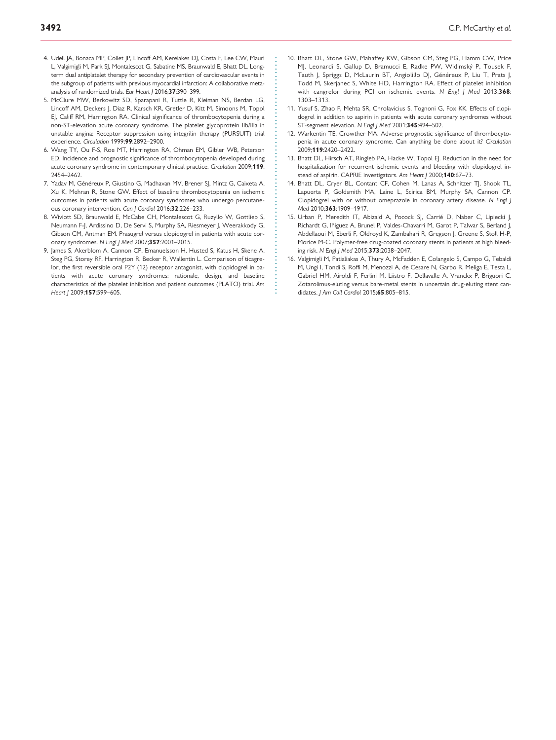4. Udell JA, Bonaca MP, Collet JP, Lincoff AM, Kereiakes DJ, Costa F, Lee CW, Mauri L, Valgimigli M, Park SJ, Montalescot G, Sabatine MS, Braunwald E, Bhatt DL. Long-term dual antiplatelet therapy for secondary prevention of cardiovascular events in the subgroup of patients with previous myocardial infarction: A collaborative meta-analysis of randomized trials. *Eur Heart J* 2016;**37**:390–399.
5. McClure MW, Berkowitz SD, Sparapani R, Tuttle R, Kleiman NS, Berdan LG, Lincoff AM, Deckers J, Diaz R, Karsch KR, Gretler D, Kitt M, Simoons M, Topol EJ, Califf RM, Harrington RA. Clinical significance of thrombocytopenia during a non-ST-elevation acute coronary syndrome. The platelet glycoprotein IIb/IIIa in unstable angina: Receptor suppression using integrilin therapy (PURSUIT) trial experience. *Circulation* 1999;**99**:2892–2900.
6. Wang TY, Ou F-S, Roe MT, Harrington RA, Ohman EM, Gibler WB, Peterson ED. Incidence and prognostic significance of thrombocytopenia developed during acute coronary syndrome in contemporary clinical practice. *Circulation* 2009;**119**: 2454–2462.
7. Yadav M, Généreux P, Giustino G, Madhavan MV, Brener SJ, Mintz G, Caixeta A, Xu K, Mehran R, Stone GW. Effect of baseline thrombocytopenia on ischemic outcomes in patients with acute coronary syndromes who undergo percutaneous coronary intervention. *Can J Cardiol* 2016;**32**:226–233.
8. Wiviott SD, Braunwald E, McCabe CH, Montalescot G, Ruzyllo W, Gottlieb S, Neumann F-J, Ardissino D, De Servi S, Murphy SA, Riesmeyer J, Weerakkody G, Gibson CM, Antman EM. Prasugrel versus clopidogrel in patients with acute coronary syndromes. *N Engl J Med* 2007;**357**:2001–2015.
9. James S, Akerblom A, Cannon CP, Emanuelsson H, Husted S, Katus H, Skene A, Steg PG, Storey RF, Harrington R, Becker R, Wallentin L. Comparison of ticagrelor, the first reversible oral P2Y (12) receptor antagonist, with clopidogrel in patients with acute coronary syndromes: rationale, design, and baseline characteristics of the platelet inhibition and patient outcomes (PLATO) trial. *Am Heart J* 2009;**157**:599–605.
10. Bhatt DL, Stone GW, Mahaffey KW, Gibson CM, Steg PG, Hamm CW, Price MJ, Leonardi S, Gallup D, Bramucci E, Radke PW, Widimský P, Tousek F, Tauth J, Spriggs D, McLaurin BT, Angiolillo DJ, Généreux P, Liu T, Prats J, Todd M, Skerjanec S, White HD, Harrington RA. Effect of platelet inhibition with cangrelor during PCI on ischemic events. *N Engl J Med* 2013;**368**: 1303–1313.
11. Yusuf S, Zhao F, Mehta SR, Chrolavicius S, Tognoni G, Fox KK. Effects of clopidogrel in addition to aspirin in patients with acute coronary syndromes without ST-segment elevation. *N Engl J Med* 2001;**345**:494–502.
12. Warkentin TE, Crowther MA. Adverse prognostic significance of thrombocytopenia in acute coronary syndrome. Can anything be done about it? *Circulation* 2009;**119**:2420–2422.
13. Bhatt DL, Hirsch AT, Ringleb PA, Hacke W, Topol EJ. Reduction in the need for hospitalization for recurrent ischemic events and bleeding with clopidogrel instead of aspirin. CAPRIE investigators. *Am Heart J* 2000;**140**:67–73.
14. Bhatt DL, Cryer BL, Contant CF, Cohen M, Lanas A, Schnitzer TJ, Shook TL, Lapuerta P, Goldsmith MA, Laine L, Scirica BM, Murphy SA, Cannon CP. Clopidogrel with or without omeprazole in coronary artery disease. *N Engl J Med* 2010;**363**:1909–1917.
15. Urban P, Meredith IT, Abizaid A, Pocock SJ, Carrié D, Naber C, Lipiecki J, Richardt G, Iñiguez A, Brunel P, Valdes-Chavarri M, Garot P, Talwar S, Berland J, Abdellaoui M, Eberli F, Oldroyd K, Zambahari R, Gregson J, Greene S, Stoll H-P, Morice M-C. Polymer-free drug-coated coronary stents in patients at high bleeding risk. *N Engl J Med* 2015;**373**:2038–2047.
16. Valgimigli M, Patialiakas A, Thury A, McFadden E, Colangelo S, Campo G, Tebaldi M, Ungi I, Tondi S, Roffi M, Menozzi A, de Cesare N, Garbo R, Meliga E, Testa L, Gabriel HM, Airoldi F, Ferlini M, Liistro F, Dellavalle A, Vranckx P, Briguori C. Zotarolimus-eluting versus bare-metal stents in uncertain drug-eluting stent candidates. *J Am Coll Cardiol* 2015;**65**:805–815.